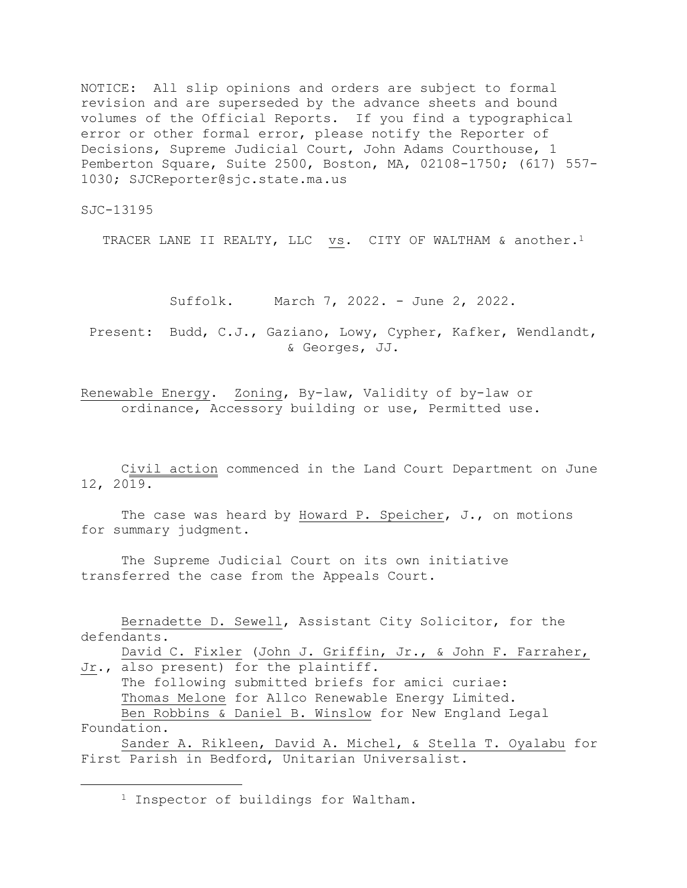NOTICE: All slip opinions and orders are subject to formal revision and are superseded by the advance sheets and bound volumes of the Official Reports. If you find a typographical error or other formal error, please notify the Reporter of Decisions, Supreme Judicial Court, John Adams Courthouse, 1 Pemberton Square, Suite 2500, Boston, MA, 02108-1750; (617) 557-1030; SJCReporter@sjc.state.ma.us

SJC-13195

TRACER LANE II REALTY, LLC vs. CITY OF WALTHAM & another.[1]

Suffolk. March 7, 2022. - June 2, 2022.

Present: Budd, C.J., Gaziano, Lowy, Cypher, Kafker, Wendlandt, & Georges, JJ.

Renewable Energy. Zoning, By-law, Validity of by-law or ordinance, Accessory building or use, Permitted use.

Civil action commenced in the Land Court Department on June 12, 2019.

The case was heard by Howard P. Speicher, J., on motions for summary judgment.

The Supreme Judicial Court on its own initiative transferred the case from the Appeals Court.

Bernadette D. Sewell, Assistant City Solicitor, for the defendants.

David C. Fixler (John J. Griffin, Jr., & John F. Farraher, Jr., also present) for the plaintiff.

The following submitted briefs for amici curiae:

Thomas Melone for Allco Renewable Energy Limited.

Ben Robbins & Daniel B. Winslow for New England Legal Foundation.

Sander A. Rikleen, David A. Michel, & Stella T. Oyalabu for First Parish in Bedford, Unitarian Universalist.

---

[1] Inspector of buildings for Waltham.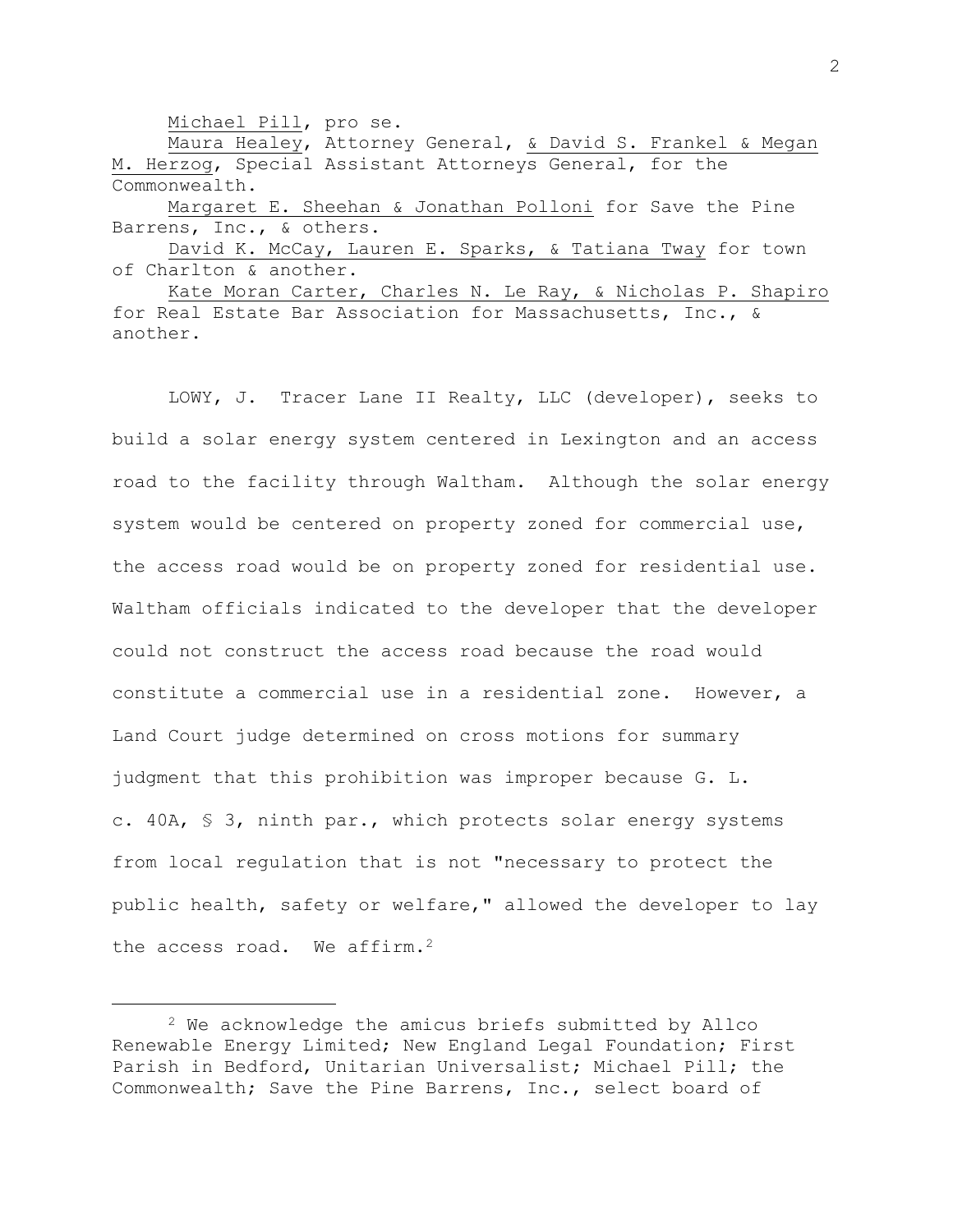Michael Pill, pro se.

Maura Healey, Attorney General, & David S. Frankel & Megan M. Herzog, Special Assistant Attorneys General, for the Commonwealth.

Margaret E. Sheehan & Jonathan Polloni for Save the Pine Barrens, Inc., & others.

David K. McCay, Lauren E. Sparks, & Tatiana Tway for town of Charlton & another.

Kate Moran Carter, Charles N. Le Ray, & Nicholas P. Shapiro for Real Estate Bar Association for Massachusetts, Inc., & another.

LOWY, J. Tracer Lane II Realty, LLC (developer), seeks to build a solar energy system centered in Lexington and an access road to the facility through Waltham. Although the solar energy system would be centered on property zoned for commercial use, the access road would be on property zoned for residential use. Waltham officials indicated to the developer that the developer could not construct the access road because the road would constitute a commercial use in a residential zone. However, a Land Court judge determined on cross motions for summary judgment that this prohibition was improper because G. L. c. 40A, § 3, ninth par., which protects solar energy systems from local regulation that is not "necessary to protect the public health, safety or welfare," allowed the developer to lay the access road. We affirm.[2]

[2] We acknowledge the amicus briefs submitted by Allco Renewable Energy Limited; New England Legal Foundation; First Parish in Bedford, Unitarian Universalist; Michael Pill; the Commonwealth; Save the Pine Barrens, Inc., select board of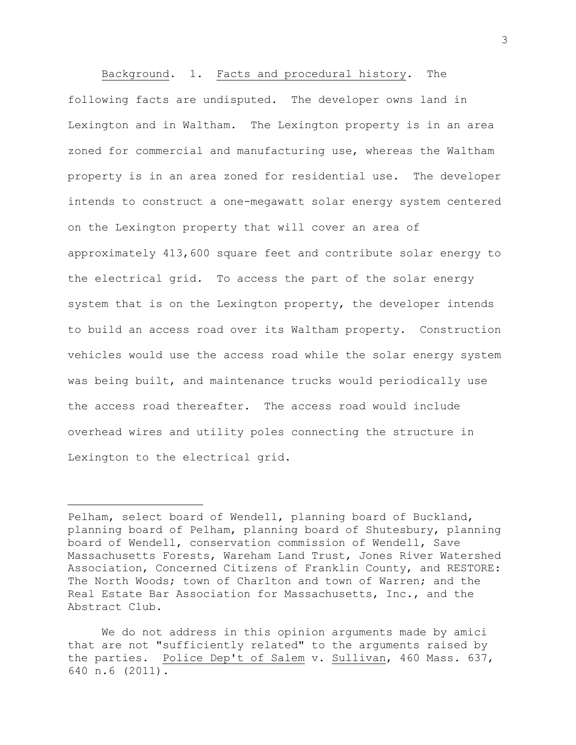Background. 1. Facts and procedural history. The following facts are undisputed. The developer owns land in Lexington and in Waltham. The Lexington property is in an area zoned for commercial and manufacturing use, whereas the Waltham property is in an area zoned for residential use. The developer intends to construct a one-megawatt solar energy system centered on the Lexington property that will cover an area of approximately 413,600 square feet and contribute solar energy to the electrical grid. To access the part of the solar energy system that is on the Lexington property, the developer intends to build an access road over its Waltham property. Construction vehicles would use the access road while the solar energy system was being built, and maintenance trucks would periodically use the access road thereafter. The access road would include overhead wires and utility poles connecting the structure in Lexington to the electrical grid.

---

Pelham, select board of Wendell, planning board of Buckland, planning board of Pelham, planning board of Shutesbury, planning board of Wendell, conservation commission of Wendell, Save Massachusetts Forests, Wareham Land Trust, Jones River Watershed Association, Concerned Citizens of Franklin County, and RESTORE: The North Woods; town of Charlton and town of Warren; and the Real Estate Bar Association for Massachusetts, Inc., and the Abstract Club.

We do not address in this opinion arguments made by amici that are not "sufficiently related" to the arguments raised by the parties. Police Dep't of Salem v. Sullivan, 460 Mass. 637, 640 n.6 (2011).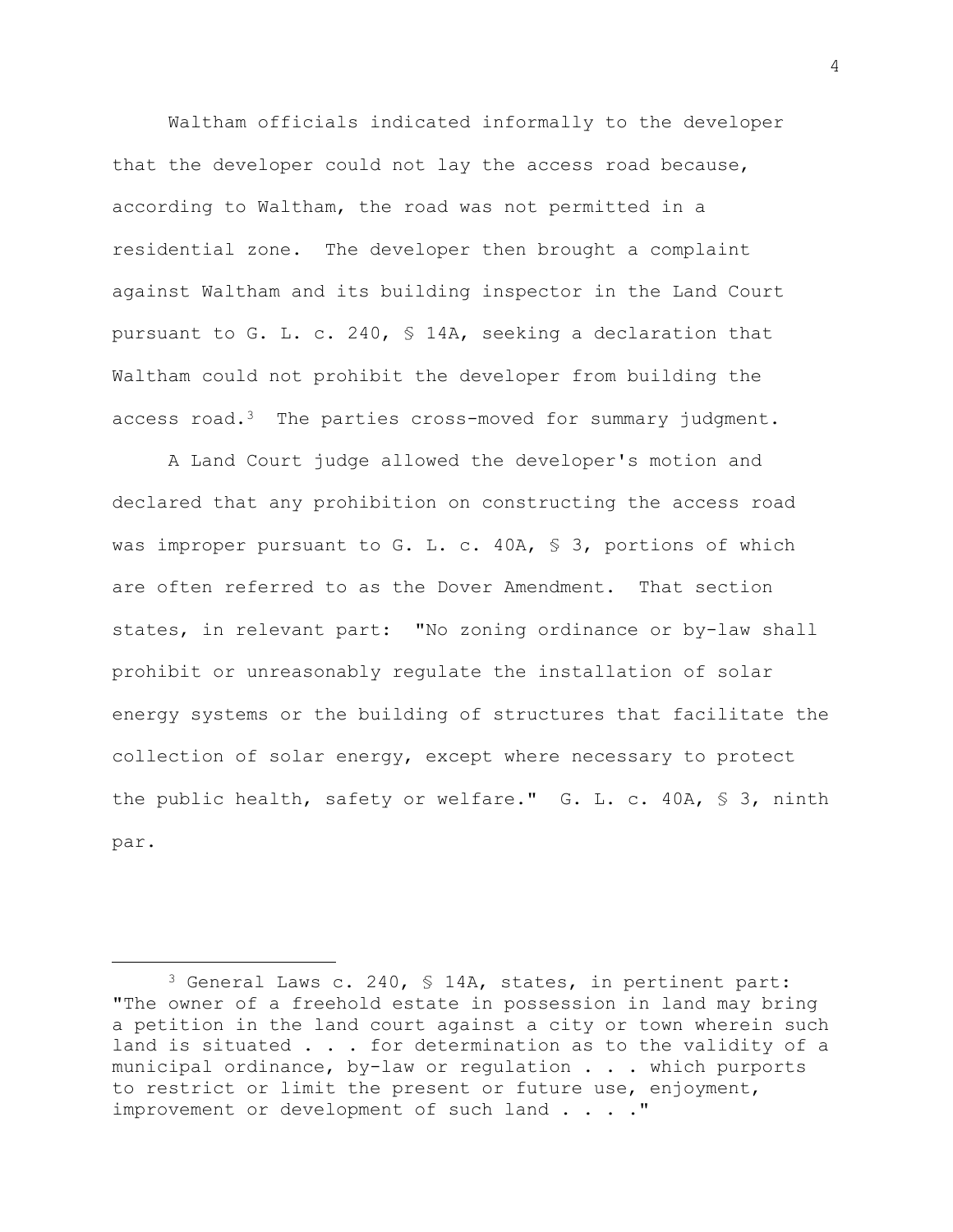Waltham officials indicated informally to the developer that the developer could not lay the access road because, according to Waltham, the road was not permitted in a residential zone. The developer then brought a complaint against Waltham and its building inspector in the Land Court pursuant to G. L. c. 240, § 14A, seeking a declaration that Waltham could not prohibit the developer from building the access road.[3] The parties cross-moved for summary judgment.

A Land Court judge allowed the developer's motion and declared that any prohibition on constructing the access road was improper pursuant to G. L. c. 40A, § 3, portions of which are often referred to as the Dover Amendment. That section states, in relevant part: "No zoning ordinance or by-law shall prohibit or unreasonably regulate the installation of solar energy systems or the building of structures that facilitate the collection of solar energy, except where necessary to protect the public health, safety or welfare." G. L. c. 40A, § 3, ninth par.

---

[3] General Laws c. 240, § 14A, states, in pertinent part: "The owner of a freehold estate in possession in land may bring a petition in the land court against a city or town wherein such land is situated . . . for determination as to the validity of a municipal ordinance, by-law or regulation . . . which purports to restrict or limit the present or future use, enjoyment, improvement or development of such land . . . ."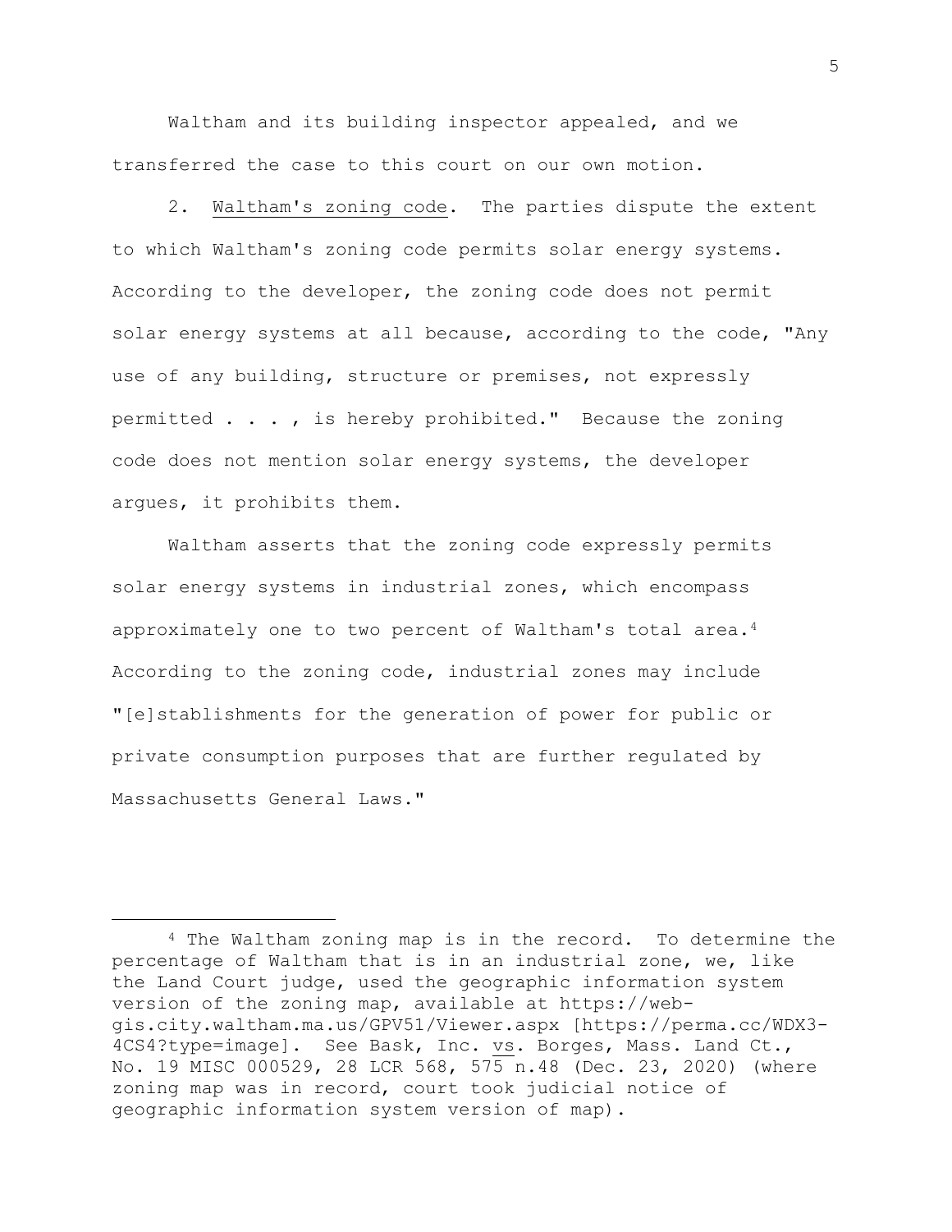Waltham and its building inspector appealed, and we transferred the case to this court on our own motion.

2. Waltham's zoning code. The parties dispute the extent to which Waltham's zoning code permits solar energy systems. According to the developer, the zoning code does not permit solar energy systems at all because, according to the code, "Any use of any building, structure or premises, not expressly permitted . . . , is hereby prohibited." Because the zoning code does not mention solar energy systems, the developer argues, it prohibits them.

Waltham asserts that the zoning code expressly permits solar energy systems in industrial zones, which encompass approximately one to two percent of Waltham's total area.[4] According to the zoning code, industrial zones may include "[e]stablishments for the generation of power for public or private consumption purposes that are further regulated by Massachusetts General Laws."

---

[4] The Waltham zoning map is in the record. To determine the percentage of Waltham that is in an industrial zone, we, like the Land Court judge, used the geographic information system version of the zoning map, available at https://web-gis.city.waltham.ma.us/GPV51/Viewer.aspx [https://perma.cc/WDX3-4CS4?type=image]. See Bask, Inc. vs. Borges, Mass. Land Ct., No. 19 MISC 000529, 28 LCR 568, 575 n.48 (Dec. 23, 2020) (where zoning map was in record, court took judicial notice of geographic information system version of map).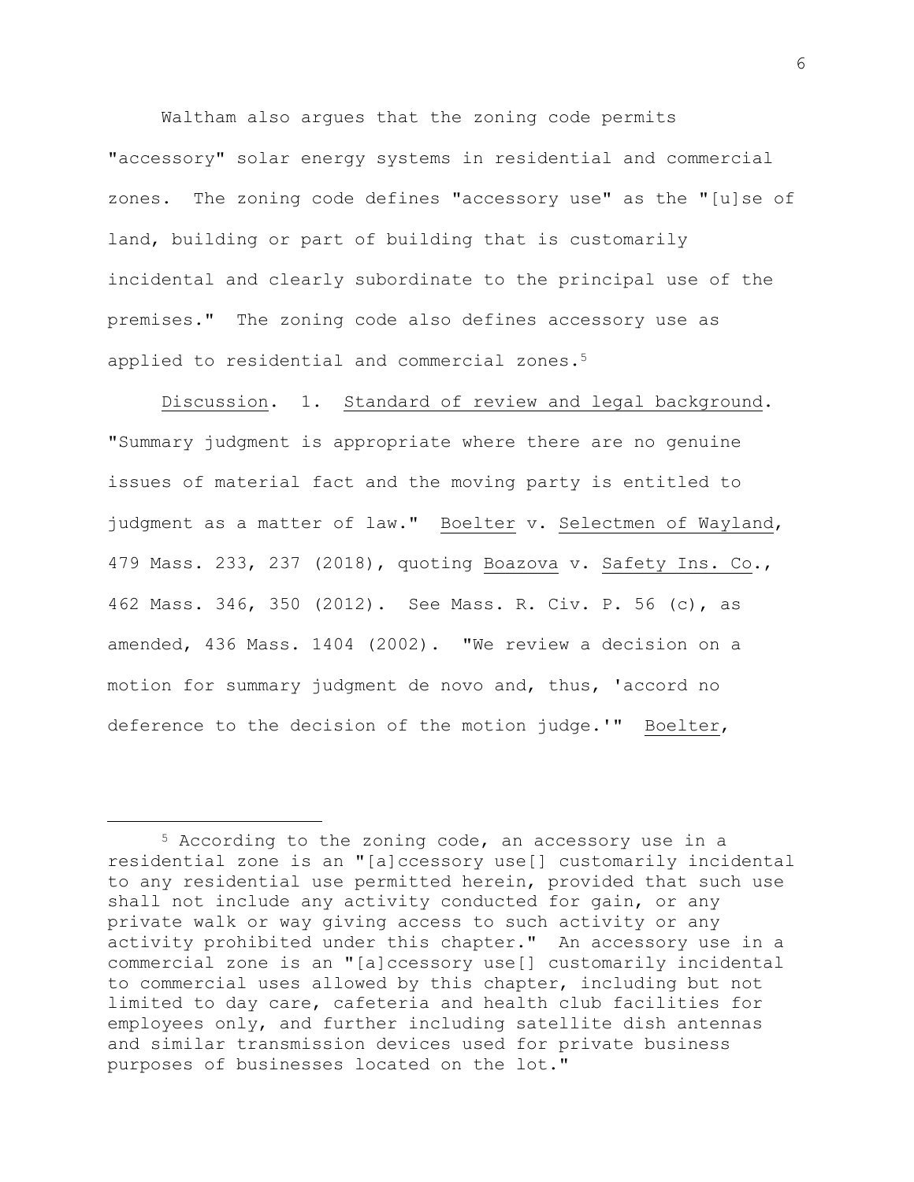Waltham also argues that the zoning code permits "accessory" solar energy systems in residential and commercial zones. The zoning code defines "accessory use" as the "[u]se of land, building or part of building that is customarily incidental and clearly subordinate to the principal use of the premises." The zoning code also defines accessory use as applied to residential and commercial zones.[5]

Discussion. 1. Standard of review and legal background. "Summary judgment is appropriate where there are no genuine issues of material fact and the moving party is entitled to judgment as a matter of law." Boelter v. Selectmen of Wayland, 479 Mass. 233, 237 (2018), quoting Boazova v. Safety Ins. Co., 462 Mass. 346, 350 (2012). See Mass. R. Civ. P. 56 (c), as amended, 436 Mass. 1404 (2002). "We review a decision on a motion for summary judgment de novo and, thus, 'accord no deference to the decision of the motion judge.'" Boelter,

---

[5] According to the zoning code, an accessory use in a residential zone is an "[a]ccessory use[] customarily incidental to any residential use permitted herein, provided that such use shall not include any activity conducted for gain, or any private walk or way giving access to such activity or any activity prohibited under this chapter." An accessory use in a commercial zone is an "[a]ccessory use[] customarily incidental to commercial uses allowed by this chapter, including but not limited to day care, cafeteria and health club facilities for employees only, and further including satellite dish antennas and similar transmission devices used for private business purposes of businesses located on the lot."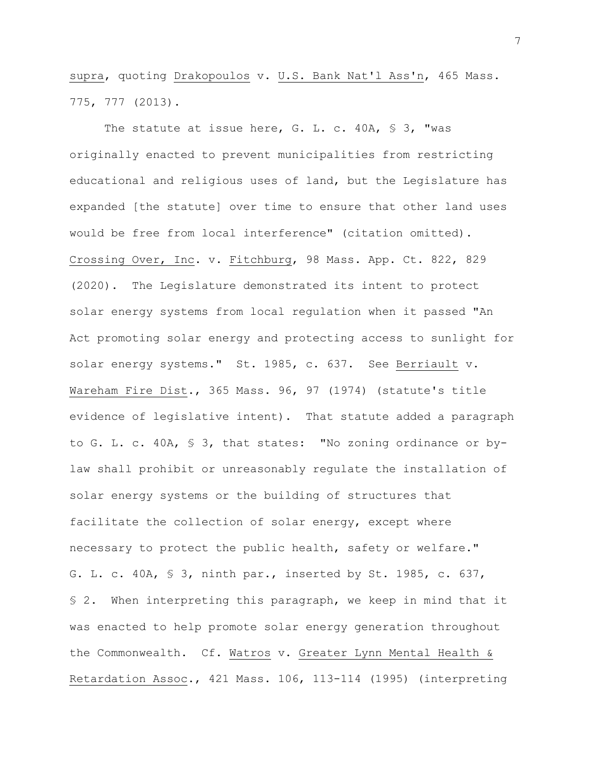supra, quoting Drakopoulos v. U.S. Bank Nat'l Ass'n, 465 Mass. 775, 777 (2013).

The statute at issue here, G. L. c. 40A, § 3, "was originally enacted to prevent municipalities from restricting educational and religious uses of land, but the Legislature has expanded [the statute] over time to ensure that other land uses would be free from local interference" (citation omitted). Crossing Over, Inc. v. Fitchburg, 98 Mass. App. Ct. 822, 829 (2020). The Legislature demonstrated its intent to protect solar energy systems from local regulation when it passed "An Act promoting solar energy and protecting access to sunlight for solar energy systems." St. 1985, c. 637. See Berriault v. Wareham Fire Dist., 365 Mass. 96, 97 (1974) (statute's title evidence of legislative intent). That statute added a paragraph to G. L. c. 40A, § 3, that states: "No zoning ordinance or by-law shall prohibit or unreasonably regulate the installation of solar energy systems or the building of structures that facilitate the collection of solar energy, except where necessary to protect the public health, safety or welfare." G. L. c. 40A, § 3, ninth par., inserted by St. 1985, c. 637, § 2. When interpreting this paragraph, we keep in mind that it was enacted to help promote solar energy generation throughout the Commonwealth. Cf. Watros v. Greater Lynn Mental Health & Retardation Assoc., 421 Mass. 106, 113-114 (1995) (interpreting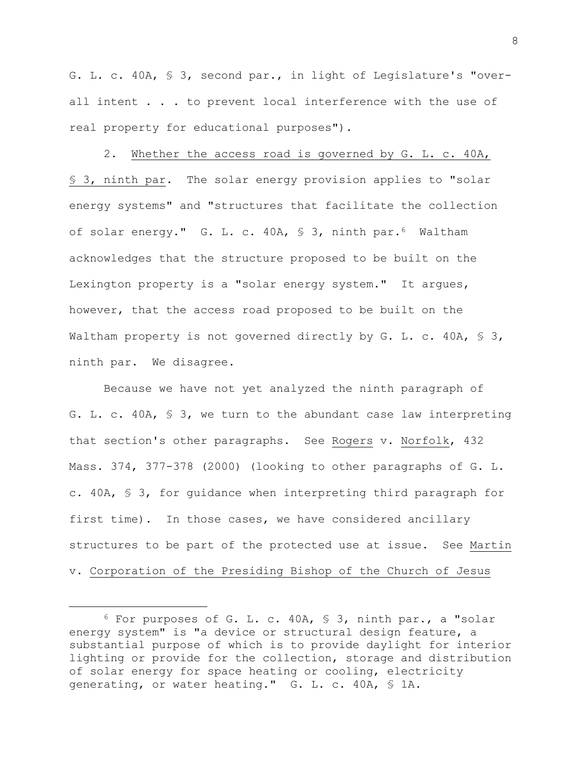G. L. c. 40A, § 3, second par., in light of Legislature's "over-all intent . . . to prevent local interference with the use of real property for educational purposes").

2. Whether the access road is governed by G. L. c. 40A, § 3, ninth par. The solar energy provision applies to "solar energy systems" and "structures that facilitate the collection of solar energy." G. L. c. 40A, § 3, ninth par.[6] Waltham acknowledges that the structure proposed to be built on the Lexington property is a "solar energy system." It argues, however, that the access road proposed to be built on the Waltham property is not governed directly by G. L. c. 40A, § 3, ninth par. We disagree.

Because we have not yet analyzed the ninth paragraph of G. L. c. 40A, § 3, we turn to the abundant case law interpreting that section's other paragraphs. See Rogers v. Norfolk, 432 Mass. 374, 377-378 (2000) (looking to other paragraphs of G. L. c. 40A, § 3, for guidance when interpreting third paragraph for first time). In those cases, we have considered ancillary structures to be part of the protected use at issue. See Martin v. Corporation of the Presiding Bishop of the Church of Jesus

---

[6] For purposes of G. L. c. 40A, § 3, ninth par., a "solar energy system" is "a device or structural design feature, a substantial purpose of which is to provide daylight for interior lighting or provide for the collection, storage and distribution of solar energy for space heating or cooling, electricity generating, or water heating." G. L. c. 40A, § 1A.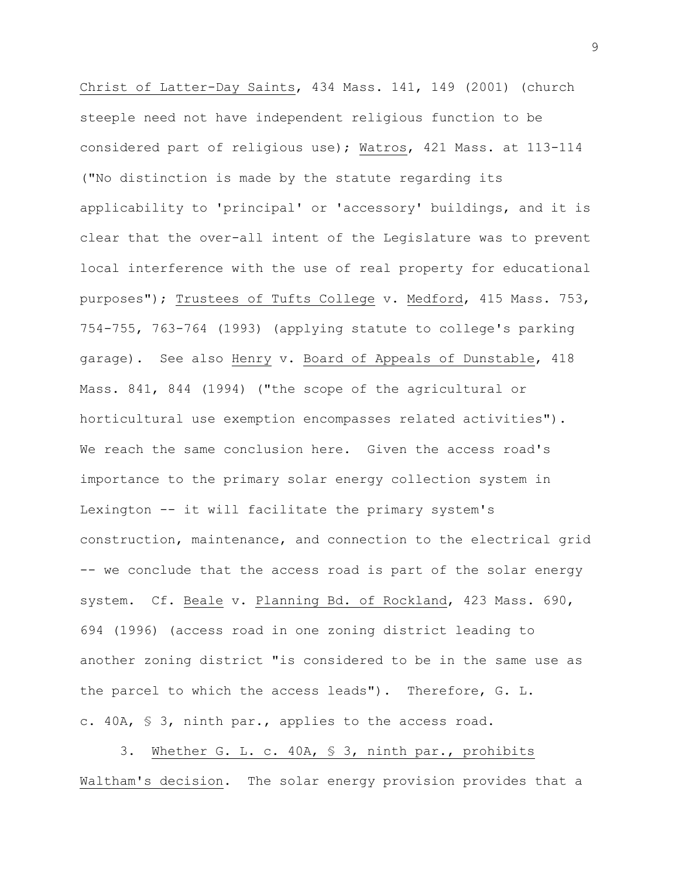Christ of Latter-Day Saints, 434 Mass. 141, 149 (2001) (church steeple need not have independent religious function to be considered part of religious use); Watros, 421 Mass. at 113-114 ("No distinction is made by the statute regarding its applicability to 'principal' or 'accessory' buildings, and it is clear that the over-all intent of the Legislature was to prevent local interference with the use of real property for educational purposes"); Trustees of Tufts College v. Medford, 415 Mass. 753, 754-755, 763-764 (1993) (applying statute to college's parking garage). See also Henry v. Board of Appeals of Dunstable, 418 Mass. 841, 844 (1994) ("the scope of the agricultural or horticultural use exemption encompasses related activities"). We reach the same conclusion here. Given the access road's importance to the primary solar energy collection system in Lexington -- it will facilitate the primary system's construction, maintenance, and connection to the electrical grid -- we conclude that the access road is part of the solar energy system. Cf. Beale v. Planning Bd. of Rockland, 423 Mass. 690, 694 (1996) (access road in one zoning district leading to another zoning district "is considered to be in the same use as the parcel to which the access leads"). Therefore, G. L. c. 40A, § 3, ninth par., applies to the access road.

3. Whether G. L. c. 40A, § 3, ninth par., prohibits Waltham's decision. The solar energy provision provides that a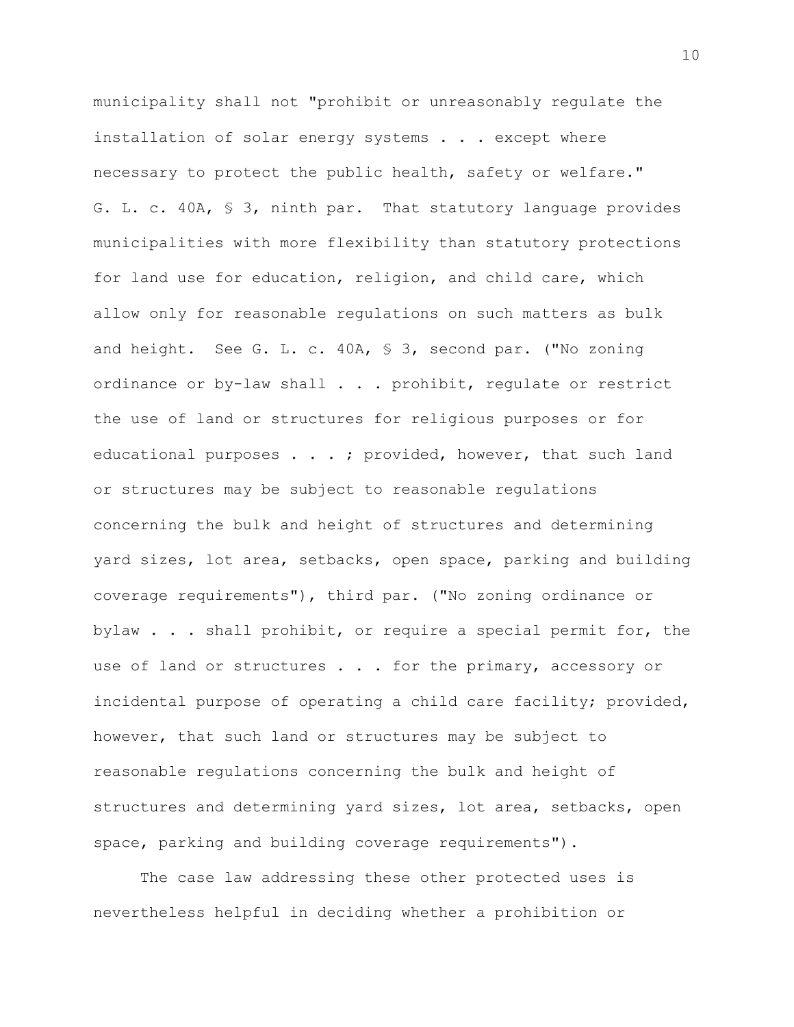municipality shall not "prohibit or unreasonably regulate the installation of solar energy systems . . . except where necessary to protect the public health, safety or welfare." G. L. c. 40A, § 3, ninth par. That statutory language provides municipalities with more flexibility than statutory protections for land use for education, religion, and child care, which allow only for reasonable regulations on such matters as bulk and height. See G. L. c. 40A, § 3, second par. ("No zoning ordinance or by-law shall . . . prohibit, regulate or restrict the use of land or structures for religious purposes or for educational purposes . . . ; provided, however, that such land or structures may be subject to reasonable regulations concerning the bulk and height of structures and determining yard sizes, lot area, setbacks, open space, parking and building coverage requirements"), third par. ("No zoning ordinance or bylaw . . . shall prohibit, or require a special permit for, the use of land or structures . . . for the primary, accessory or incidental purpose of operating a child care facility; provided, however, that such land or structures may be subject to reasonable regulations concerning the bulk and height of structures and determining yard sizes, lot area, setbacks, open space, parking and building coverage requirements").

The case law addressing these other protected uses is nevertheless helpful in deciding whether a prohibition or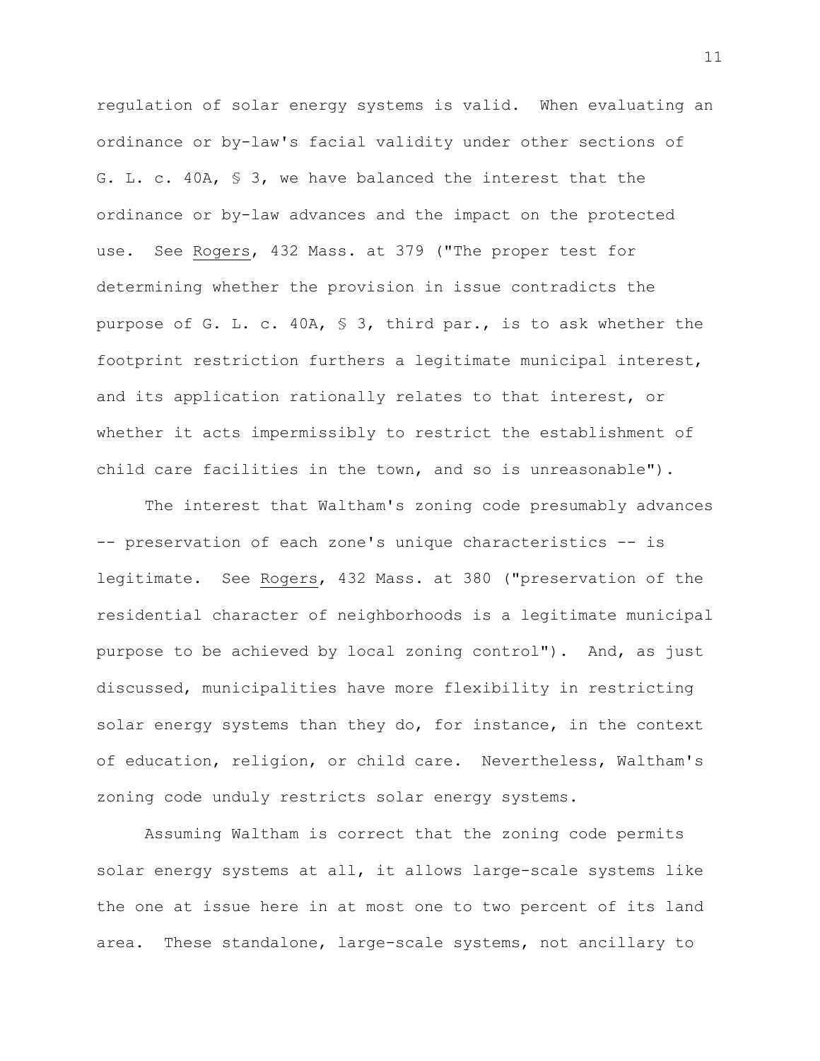regulation of solar energy systems is valid. When evaluating an ordinance or by-law's facial validity under other sections of G. L. c. 40A, § 3, we have balanced the interest that the ordinance or by-law advances and the impact on the protected use. See Rogers, 432 Mass. at 379 ("The proper test for determining whether the provision in issue contradicts the purpose of G. L. c. 40A, § 3, third par., is to ask whether the footprint restriction furthers a legitimate municipal interest, and its application rationally relates to that interest, or whether it acts impermissibly to restrict the establishment of child care facilities in the town, and so is unreasonable").

The interest that Waltham's zoning code presumably advances -- preservation of each zone's unique characteristics -- is legitimate. See Rogers, 432 Mass. at 380 ("preservation of the residential character of neighborhoods is a legitimate municipal purpose to be achieved by local zoning control"). And, as just discussed, municipalities have more flexibility in restricting solar energy systems than they do, for instance, in the context of education, religion, or child care. Nevertheless, Waltham's zoning code unduly restricts solar energy systems.

Assuming Waltham is correct that the zoning code permits solar energy systems at all, it allows large-scale systems like the one at issue here in at most one to two percent of its land area. These standalone, large-scale systems, not ancillary to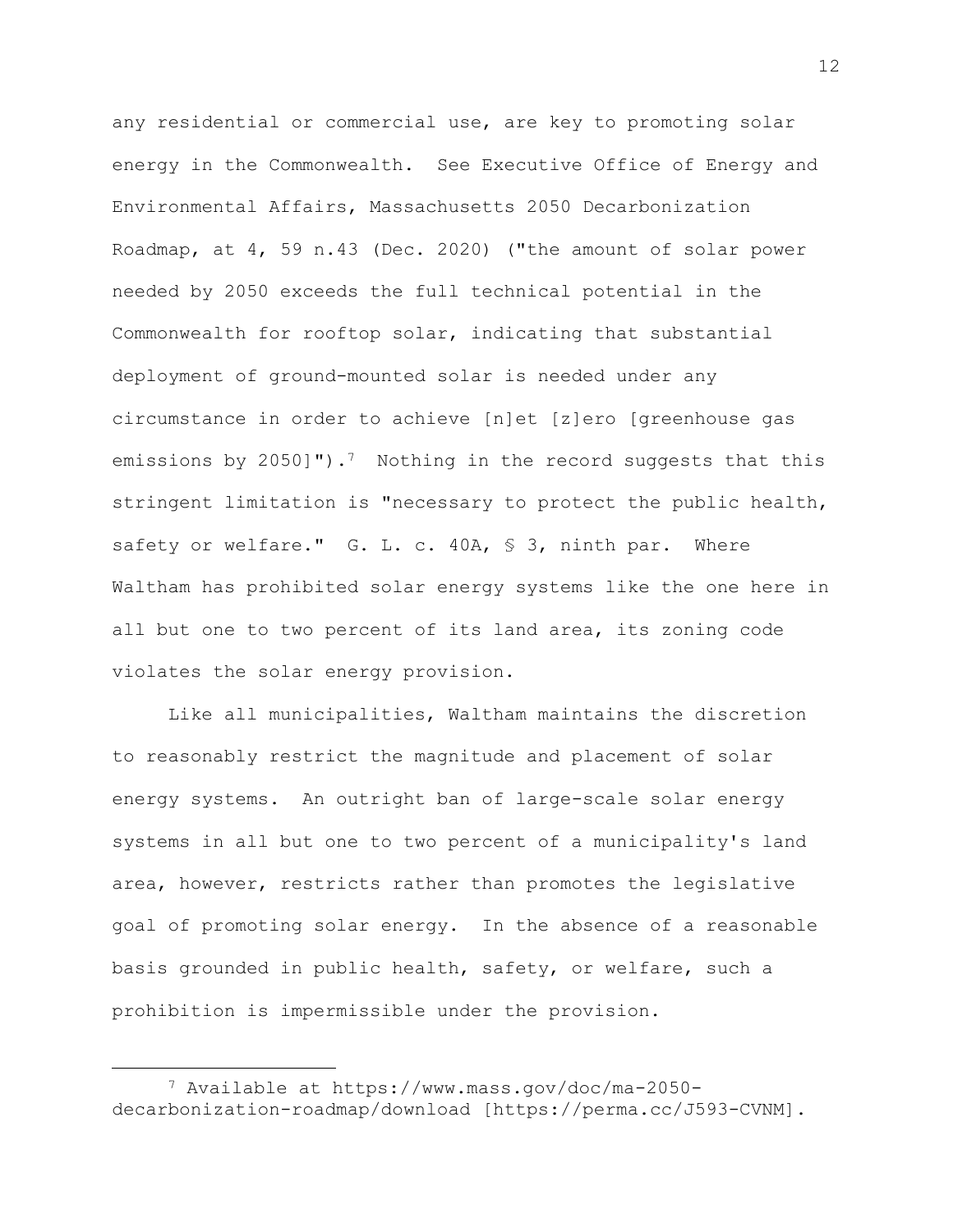any residential or commercial use, are key to promoting solar energy in the Commonwealth. See Executive Office of Energy and Environmental Affairs, Massachusetts 2050 Decarbonization Roadmap, at 4, 59 n.43 (Dec. 2020) ("the amount of solar power needed by 2050 exceeds the full technical potential in the Commonwealth for rooftop solar, indicating that substantial deployment of ground-mounted solar is needed under any circumstance in order to achieve [n]et [z]ero [greenhouse gas emissions by 2050]").[7] Nothing in the record suggests that this stringent limitation is "necessary to protect the public health, safety or welfare." G. L. c. 40A, § 3, ninth par. Where Waltham has prohibited solar energy systems like the one here in all but one to two percent of its land area, its zoning code violates the solar energy provision.

Like all municipalities, Waltham maintains the discretion to reasonably restrict the magnitude and placement of solar energy systems. An outright ban of large-scale solar energy systems in all but one to two percent of a municipality's land area, however, restricts rather than promotes the legislative goal of promoting solar energy. In the absence of a reasonable basis grounded in public health, safety, or welfare, such a prohibition is impermissible under the provision.

---

[7] Available at https://www.mass.gov/doc/ma-2050-decarbonization-roadmap/download [https://perma.cc/J593-CVNM].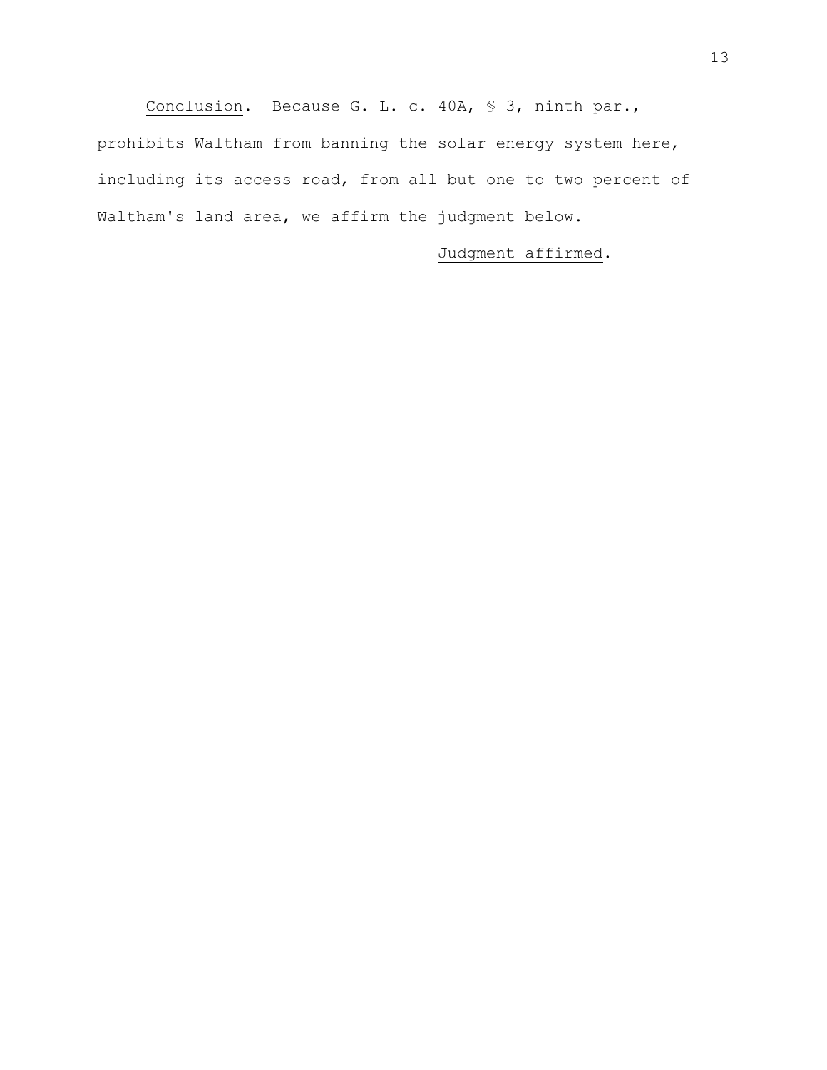*Conclusion*. Because G. L. c. 40A, § 3, ninth par., prohibits Waltham from banning the solar energy system here, including its access road, from all but one to two percent of Waltham's land area, we affirm the judgment below.

*Judgment affirmed*.